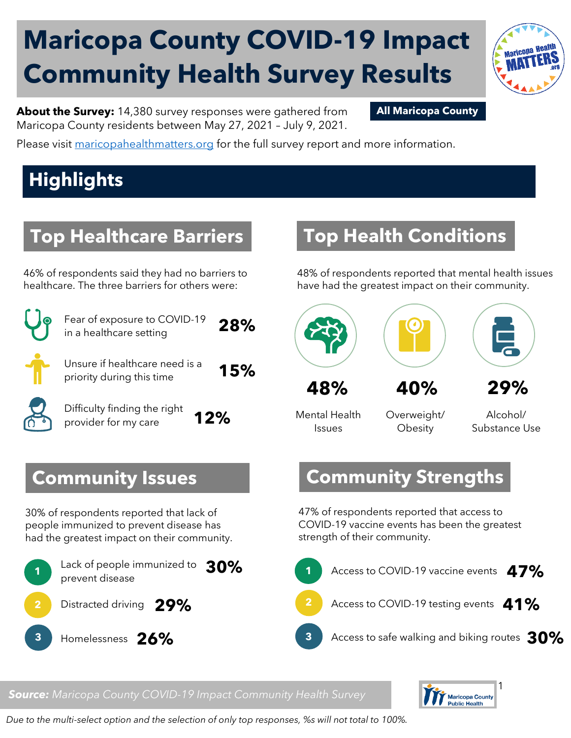# Maricopa County COVID-19 Impact Community Health Survey Results

Maricopa Health MATTERS .org

**About the Survey:** 14,380 survey responses were gathered from Maricopa County residents between May 27, 2021 – July 9, 2021.

**All Maricopa County**

Please visit maricopahealthmatters.org for the full survey report and more information.

## Highlights

### Top Healthcare Barriers

46% of respondents said they had no barriers to healthcare. The three barriers for others were:

- Fear of exposure to COVID-19 in a healthcare setting **28%**
- Unsure if healthcare need is a priority during this time **15%**
- Difficulty finding the right provider for my care **12%**

### Top Health Conditions

48% of respondents reported that mental health issues have had the greatest impact on their community.

- **48%** Mental Health Issues
- **40%** Overweight/ Obesity
- **29%** Alcohol/ Substance Use

### Community Issues

30% of respondents reported that lack of people immunized to prevent disease has had the greatest impact on their community.

1. Lack of people immunized to prevent disease **30%**
2. Distracted driving **29%**
3. Homelessness **26%**

### Community Strengths

47% of respondents reported that access to COVID-19 vaccine events has been the greatest strength of their community.

1. Access to COVID-19 vaccine events **47%**
2. Access to COVID-19 testing events **41%**
3. Access to safe walking and biking routes **30%**

***Source:*** *Maricopa County COVID-19 Impact Community Health Survey*

Maricopa County Public Health

*Due to the multi-select option and the selection of only top responses, %s will not total to 100%.*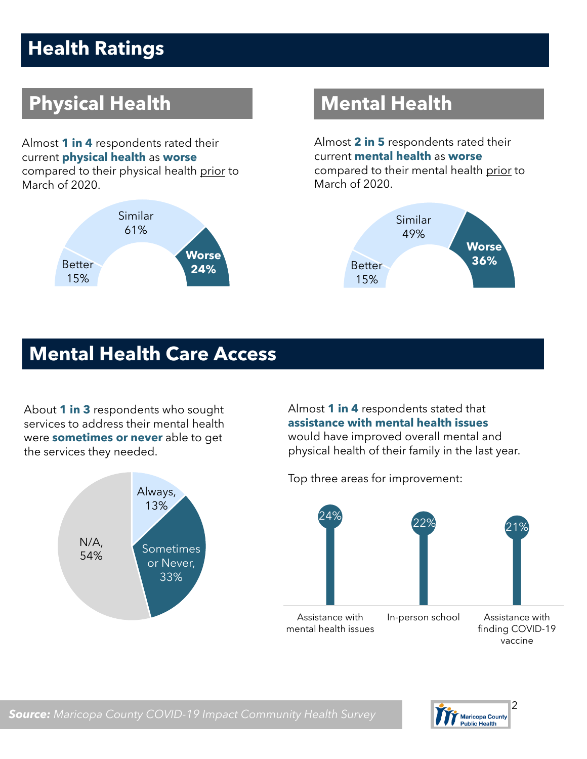# Health Ratings

## Physical Health

Almost **1 in 4** respondents rated their current **physical health** as **worse** compared to their physical health prior to March of 2020.

Similar 61%

Better 15%

**Worse 24%**

## Mental Health

Almost **2 in 5** respondents rated their current **mental health** as **worse** compared to their mental health prior to March of 2020.

Similar 49%

Better 15%

**Worse 36%**

# Mental Health Care Access

About **1 in 3** respondents who sought services to address their mental health were **sometimes or never** able to get the services they needed.

Always, 13%

Sometimes or Never, 33%

N/A, 54%

Almost **1 in 4** respondents stated that **assistance with mental health issues** would have improved overall mental and physical health of their family in the last year.

Top three areas for improvement:

24% Assistance with mental health issues

22% In-person school

21% Assistance with finding COVID-19 vaccine

***Source:*** *Maricopa County COVID-19 Impact Community Health Survey*

Maricopa County Public Health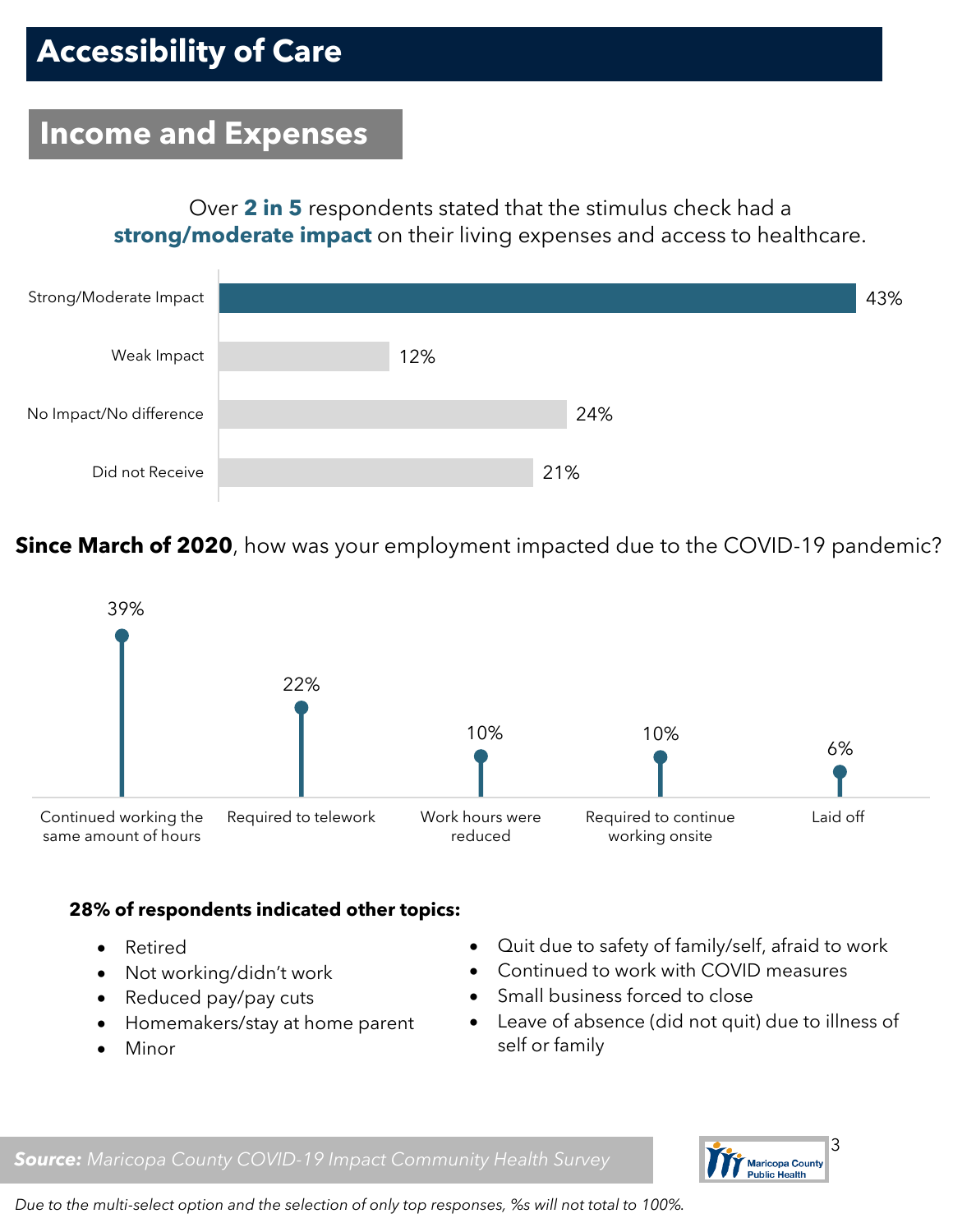# Accessibility of Care

## Income and Expenses

Over **2 in 5** respondents stated that the stimulus check had a **strong/moderate impact** on their living expenses and access to healthcare.

Strong/Moderate Impact 43%
Weak Impact 12%
No Impact/No difference 24%
Did not Receive 21%

**Since March of 2020**, how was your employment impacted due to the COVID-19 pandemic?

Continued working the same amount of hours 39%
Required to telework 22%
Work hours were reduced 10%
Required to continue working onsite 10%
Laid off 6%

**28% of respondents indicated other topics:**

- Retired
- Not working/didn't work
- Reduced pay/pay cuts
- Homemakers/stay at home parent
- Minor
- Quit due to safety of family/self, afraid to work
- Continued to work with COVID measures
- Small business forced to close
- Leave of absence (did not quit) due to illness of self or family

***Source:*** *Maricopa County COVID-19 Impact Community Health Survey*

*Due to the multi-select option and the selection of only top responses, %s will not total to 100%.*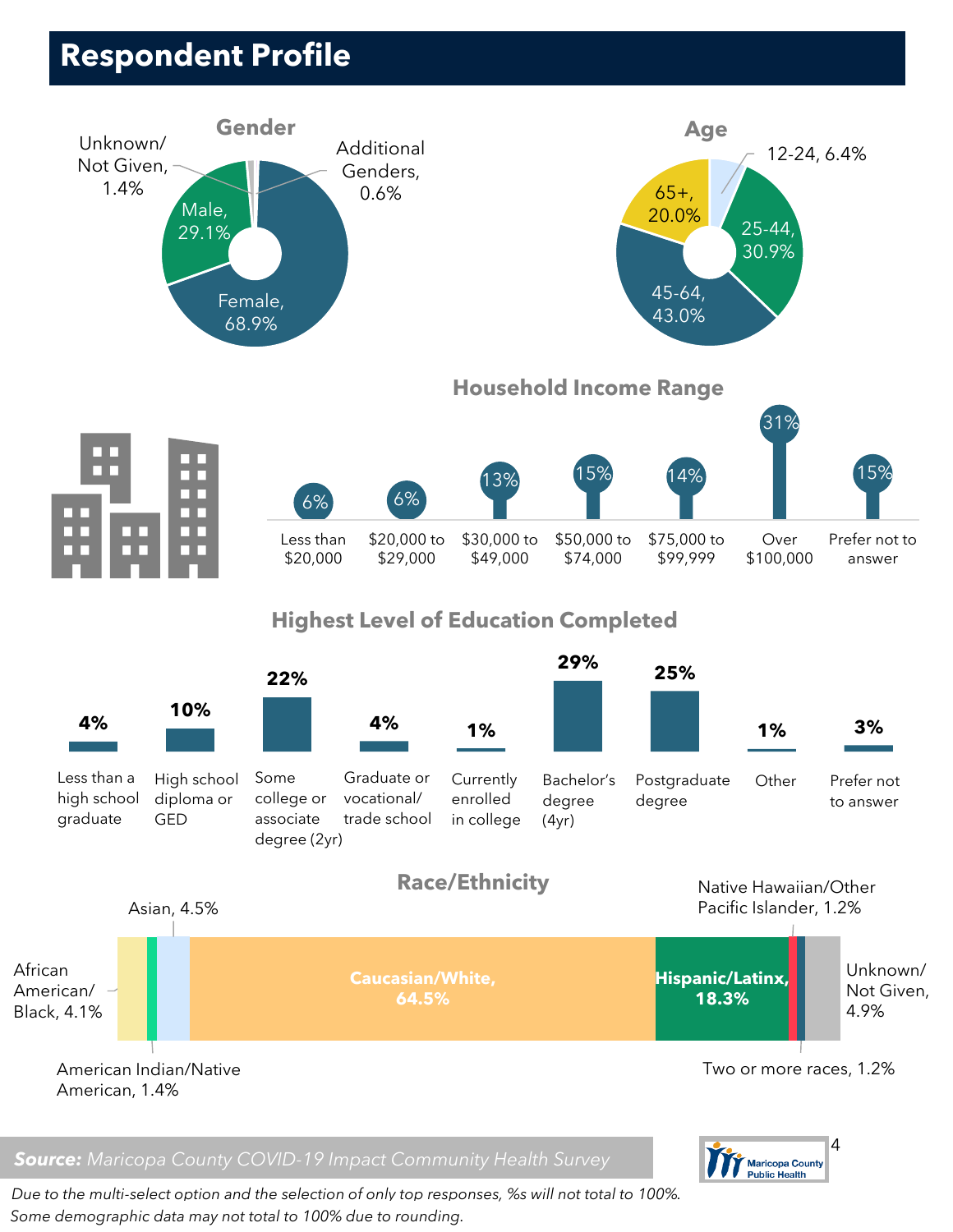# Respondent Profile

## Gender

Unknown/ Not Given, 1.4%

Additional Genders, 0.6%

Male, 29.1%

Female, 68.9%

## Age

12-24, 6.4%

25-44, 30.9%

45-64, 43.0%

65+, 20.0%

## Household Income Range

6% Less than $20,000

6% $20,000 to $29,000

13% $30,000 to $49,000

15% $50,000 to $74,000

14% $75,000 to $99,999

31% Over $100,000

15% Prefer not to answer

## Highest Level of Education Completed

4% Less than a high school graduate

10% High school diploma or GED

22% Some college or associate degree (2yr)

4% Graduate or vocational/ trade school

1% Currently enrolled in college

29% Bachelor's degree (4yr)

25% Postgraduate degree

1% Other

3% Prefer not to answer

## Race/Ethnicity

African American/ Black, 4.1%

American Indian/Native American, 1.4%

Asian, 4.5%

Caucasian/White, 64.5%

Hispanic/Latinx, 18.3%

Native Hawaiian/Other Pacific Islander, 1.2%

Two or more races, 1.2%

Unknown/ Not Given, 4.9%

***Source:*** *Maricopa County COVID-19 Impact Community Health Survey*

Maricopa County Public Health

*Due to the multi-select option and the selection of only top responses, %s will not total to 100%.*
*Some demographic data may not total to 100% due to rounding.*